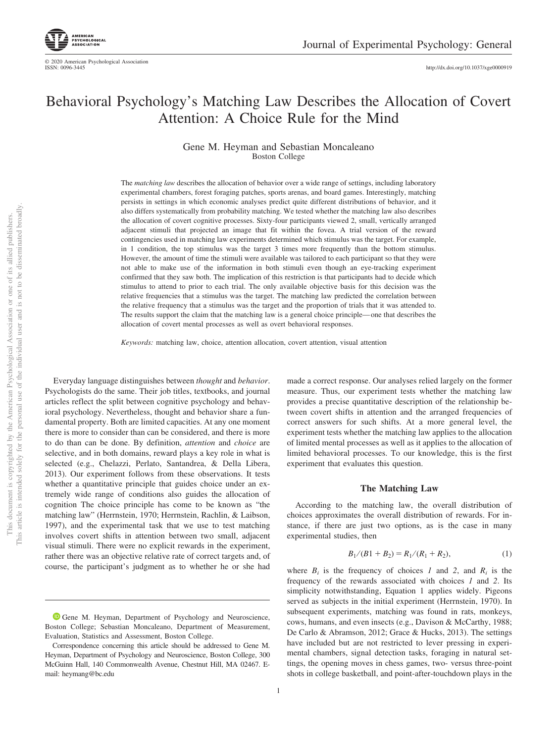# Behavioral Psychology's Matching Law Describes the Allocation of Covert Attention: A Choice Rule for the Mind

Gene M. Heyman and Sebastian Moncaleano
Boston College

The *matching law* describes the allocation of behavior over a wide range of settings, including laboratory experimental chambers, forest foraging patches, sports arenas, and board games. Interestingly, matching persists in settings in which economic analyses predict quite different distributions of behavior, and it also differs systematically from probability matching. We tested whether the matching law also describes the allocation of covert cognitive processes. Sixty-four participants viewed 2, small, vertically arranged adjacent stimuli that projected an image that fit within the fovea. A trial version of the reward contingencies used in matching law experiments determined which stimulus was the target. For example, in 1 condition, the top stimulus was the target 3 times more frequently than the bottom stimulus. However, the amount of time the stimuli were available was tailored to each participant so that they were not able to make use of the information in both stimuli even though an eye-tracking experiment confirmed that they saw both. The implication of this restriction is that participants had to decide which stimulus to attend to prior to each trial. The only available objective basis for this decision was the relative frequencies that a stimulus was the target. The matching law predicted the correlation between the relative frequency that a stimulus was the target and the proportion of trials that it was attended to. The results support the claim that the matching law is a general choice principle—one that describes the allocation of covert mental processes as well as overt behavioral responses.

*Keywords:* matching law, choice, attention allocation, covert attention, visual attention

Everyday language distinguishes between *thought* and *behavior*. Psychologists do the same. Their job titles, textbooks, and journal articles reflect the split between cognitive psychology and behavioral psychology. Nevertheless, thought and behavior share a fundamental property. Both are limited capacities. At any one moment there is more to consider than can be considered, and there is more to do than can be done. By definition, *attention* and *choice* are selective, and in both domains, reward plays a key role in what is selected (e.g., Chelazzi, Perlato, Santandrea, & Della Libera, 2013). Our experiment follows from these observations. It tests whether a quantitative principle that guides choice under an extremely wide range of conditions also guides the allocation of cognition The choice principle has come to be known as "the matching law" (Herrnstein, 1970; Herrnstein, Rachlin, & Laibson, 1997), and the experimental task that we use to test matching involves covert shifts in attention between two small, adjacent visual stimuli. There were no explicit rewards in the experiment, rather there was an objective relative rate of correct targets and, of course, the participant's judgment as to whether he or she had made a correct response. Our analyses relied largely on the former measure. Thus, our experiment tests whether the matching law provides a precise quantitative description of the relationship between covert shifts in attention and the arranged frequencies of correct answers for such shifts. At a more general level, the experiment tests whether the matching law applies to the allocation of limited mental processes as well as it applies to the allocation of limited behavioral processes. To our knowledge, this is the first experiment that evaluates this question.

## The Matching Law

According to the matching law, the overall distribution of choices approximates the overall distribution of rewards. For instance, if there are just two options, as is the case in many experimental studies, then

$$B_1/(B1 + B_2) = R_1/(R_1 + R_2), \tag{1}$$

where $B_i$ is the frequency of choices *1* and *2*, and $R_i$ is the frequency of the rewards associated with choices *1* and *2*. Its simplicity notwithstanding, Equation 1 applies widely. Pigeons served as subjects in the initial experiment (Herrnstein, 1970). In subsequent experiments, matching was found in rats, monkeys, cows, humans, and even insects (e.g., Davison & McCarthy, 1988; De Carlo & Abramson, 2012; Grace & Hucks, 2013). The settings have included but are not restricted to lever pressing in experimental chambers, signal detection tasks, foraging in natural settings, the opening moves in chess games, two- versus three-point shots in college basketball, and point-after-touchdown plays in the

Gene M. Heyman, Department of Psychology and Neuroscience, Boston College; Sebastian Moncaleano, Department of Measurement, Evaluation, Statistics and Assessment, Boston College.

Correspondence concerning this article should be addressed to Gene M. Heyman, Department of Psychology and Neuroscience, Boston College, 300 McGuinn Hall, 140 Commonwealth Avenue, Chestnut Hill, MA 02467. E-mail: heymang@bc.edu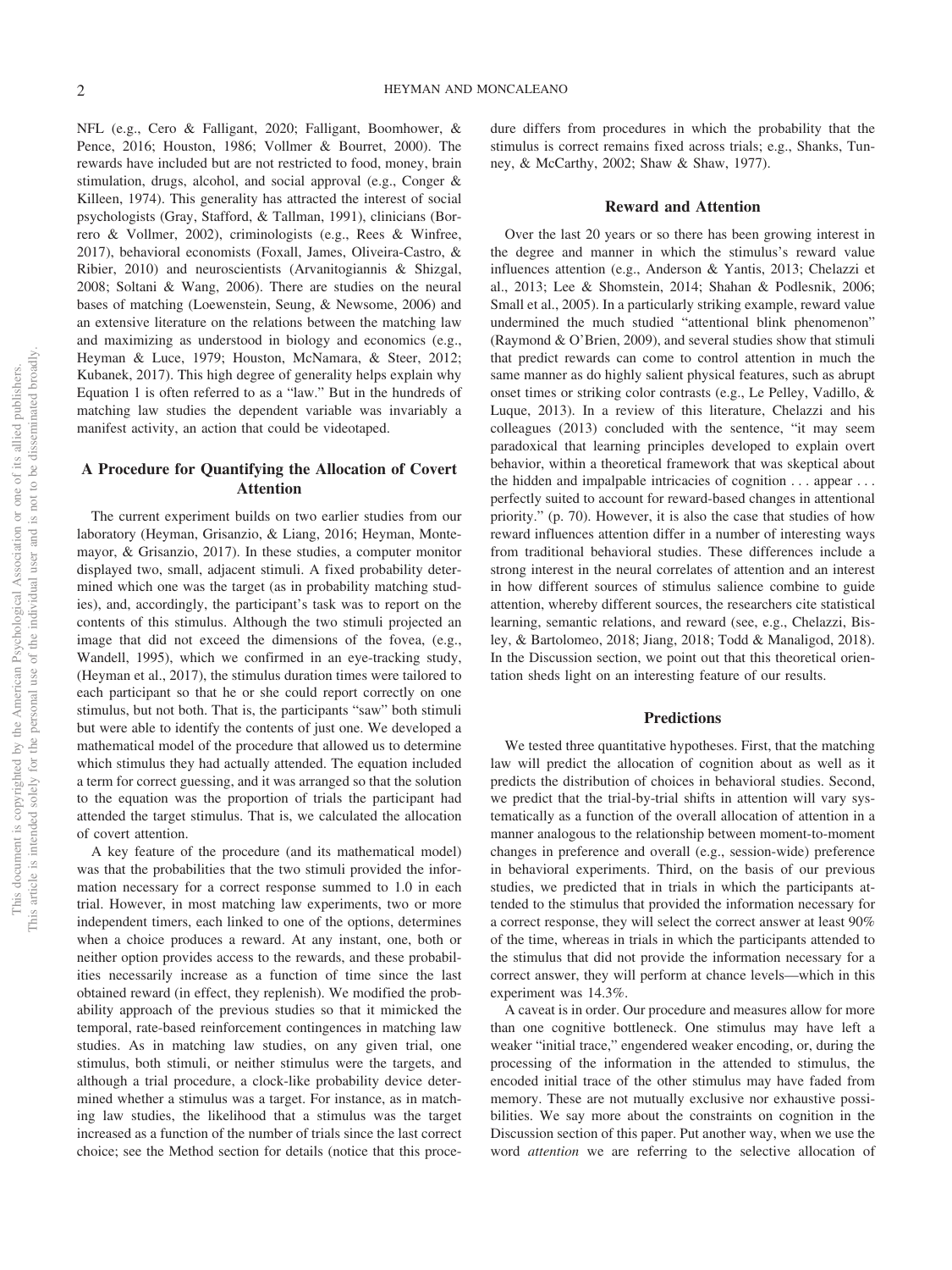NFL (e.g., Cero & Falligant, 2020; Falligant, Boomhower, & Pence, 2016; Houston, 1986; Vollmer & Bourret, 2000). The rewards have included but are not restricted to food, money, brain stimulation, drugs, alcohol, and social approval (e.g., Conger & Killeen, 1974). This generality has attracted the interest of social psychologists (Gray, Stafford, & Tallman, 1991), clinicians (Borrero & Vollmer, 2002), criminologists (e.g., Rees & Winfree, 2017), behavioral economists (Foxall, James, Oliveira-Castro, & Ribier, 2010) and neuroscientists (Arvanitogiannis & Shizgal, 2008; Soltani & Wang, 2006). There are studies on the neural bases of matching (Loewenstein, Seung, & Newsome, 2006) and an extensive literature on the relations between the matching law and maximizing as understood in biology and economics (e.g., Heyman & Luce, 1979; Houston, McNamara, & Steer, 2012; Kubanek, 2017). This high degree of generality helps explain why Equation 1 is often referred to as a "law." But in the hundreds of matching law studies the dependent variable was invariably a manifest activity, an action that could be videotaped.

## A Procedure for Quantifying the Allocation of Covert Attention

The current experiment builds on two earlier studies from our laboratory (Heyman, Grisanzio, & Liang, 2016; Heyman, Montemayor, & Grisanzio, 2017). In these studies, a computer monitor displayed two, small, adjacent stimuli. A fixed probability determined which one was the target (as in probability matching studies), and, accordingly, the participant's task was to report on the contents of this stimulus. Although the two stimuli projected an image that did not exceed the dimensions of the fovea, (e.g., Wandell, 1995), which we confirmed in an eye-tracking study, (Heyman et al., 2017), the stimulus duration times were tailored to each participant so that he or she could report correctly on one stimulus, but not both. That is, the participants "saw" both stimuli but were able to identify the contents of just one. We developed a mathematical model of the procedure that allowed us to determine which stimulus they had actually attended. The equation included a term for correct guessing, and it was arranged so that the solution to the equation was the proportion of trials the participant had attended the target stimulus. That is, we calculated the allocation of covert attention.

A key feature of the procedure (and its mathematical model) was that the probabilities that the two stimuli provided the information necessary for a correct response summed to 1.0 in each trial. However, in most matching law experiments, two or more independent timers, each linked to one of the options, determines when a choice produces a reward. At any instant, one, both or neither option provides access to the rewards, and these probabilities necessarily increase as a function of time since the last obtained reward (in effect, they replenish). We modified the probability approach of the previous studies so that it mimicked the temporal, rate-based reinforcement contingencies in matching law studies. As in matching law studies, on any given trial, one stimulus, both stimuli, or neither stimulus were the targets, and although a trial procedure, a clock-like probability device determined whether a stimulus was a target. For instance, as in matching law studies, the likelihood that a stimulus was the target increased as a function of the number of trials since the last correct choice; see the Method section for details (notice that this procedure differs from procedures in which the probability that the stimulus is correct remains fixed across trials; e.g., Shanks, Tunney, & McCarthy, 2002; Shaw & Shaw, 1977).

## Reward and Attention

Over the last 20 years or so there has been growing interest in the degree and manner in which the stimulus's reward value influences attention (e.g., Anderson & Yantis, 2013; Chelazzi et al., 2013; Lee & Shomstein, 2014; Shahan & Podlesnik, 2006; Small et al., 2005). In a particularly striking example, reward value undermined the much studied "attentional blink phenomenon" (Raymond & O'Brien, 2009), and several studies show that stimuli that predict rewards can come to control attention in much the same manner as do highly salient physical features, such as abrupt onset times or striking color contrasts (e.g., Le Pelley, Vadillo, & Luque, 2013). In a review of this literature, Chelazzi and his colleagues (2013) concluded with the sentence, "it may seem paradoxical that learning principles developed to explain overt behavior, within a theoretical framework that was skeptical about the hidden and impalpable intricacies of cognition . . . appear . . . perfectly suited to account for reward-based changes in attentional priority." (p. 70). However, it is also the case that studies of how reward influences attention differ in a number of interesting ways from traditional behavioral studies. These differences include a strong interest in the neural correlates of attention and an interest in how different sources of stimulus salience combine to guide attention, whereby different sources, the researchers cite statistical learning, semantic relations, and reward (see, e.g., Chelazzi, Bisley, & Bartolomeo, 2018; Jiang, 2018; Todd & Manaligod, 2018). In the Discussion section, we point out that this theoretical orientation sheds light on an interesting feature of our results.

## Predictions

We tested three quantitative hypotheses. First, that the matching law will predict the allocation of cognition about as well as it predicts the distribution of choices in behavioral studies. Second, we predict that the trial-by-trial shifts in attention will vary systematically as a function of the overall allocation of attention in a manner analogous to the relationship between moment-to-moment changes in preference and overall (e.g., session-wide) preference in behavioral experiments. Third, on the basis of our previous studies, we predicted that in trials in which the participants attended to the stimulus that provided the information necessary for a correct response, they will select the correct answer at least 90% of the time, whereas in trials in which the participants attended to the stimulus that did not provide the information necessary for a correct answer, they will perform at chance levels—which in this experiment was 14.3%.

A caveat is in order. Our procedure and measures allow for more than one cognitive bottleneck. One stimulus may have left a weaker "initial trace," engendered weaker encoding, or, during the processing of the information in the attended to stimulus, the encoded initial trace of the other stimulus may have faded from memory. These are not mutually exclusive nor exhaustive possibilities. We say more about the constraints on cognition in the Discussion section of this paper. Put another way, when we use the word *attention* we are referring to the selective allocation of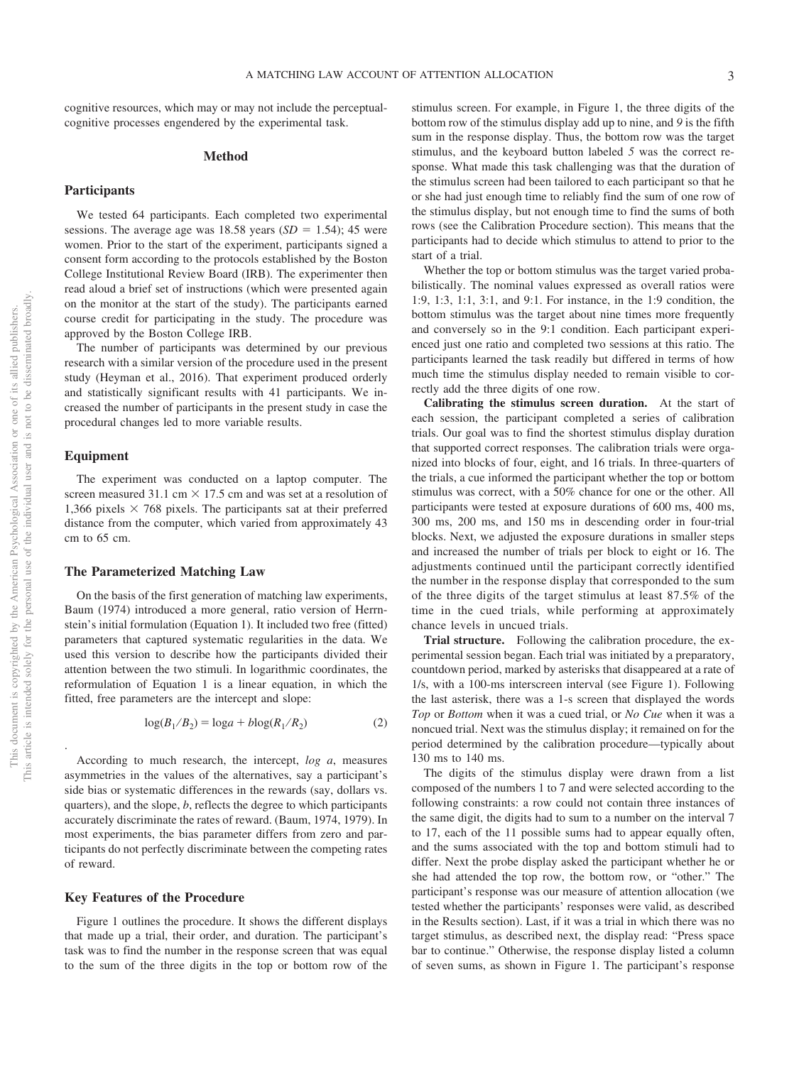cognitive resources, which may or may not include the perceptual-cognitive processes engendered by the experimental task.

## Method

### Participants

We tested 64 participants. Each completed two experimental sessions. The average age was 18.58 years ($SD = 1.54$); 45 were women. Prior to the start of the experiment, participants signed a consent form according to the protocols established by the Boston College Institutional Review Board (IRB). The experimenter then read aloud a brief set of instructions (which were presented again on the monitor at the start of the study). The participants earned course credit for participating in the study. The procedure was approved by the Boston College IRB.

The number of participants was determined by our previous research with a similar version of the procedure used in the present study (Heyman et al., 2016). That experiment produced orderly and statistically significant results with 41 participants. We increased the number of participants in the present study in case the procedural changes led to more variable results.

### Equipment

The experiment was conducted on a laptop computer. The screen measured 31.1 cm × 17.5 cm and was set at a resolution of 1,366 pixels × 768 pixels. The participants sat at their preferred distance from the computer, which varied from approximately 43 cm to 65 cm.

### The Parameterized Matching Law

On the basis of the first generation of matching law experiments, Baum (1974) introduced a more general, ratio version of Herrnstein's initial formulation (Equation 1). It included two free (fitted) parameters that captured systematic regularities in the data. We used this version to describe how the participants divided their attention between the two stimuli. In logarithmic coordinates, the reformulation of Equation 1 is a linear equation, in which the fitted, free parameters are the intercept and slope:

$$\log(B_1/B_2) = \log a + b\log(R_1/R_2) \tag{2}$$

.

According to much research, the intercept, *log a*, measures asymmetries in the values of the alternatives, say a participant's side bias or systematic differences in the rewards (say, dollars vs. quarters), and the slope, *b*, reflects the degree to which participants accurately discriminate the rates of reward. (Baum, 1974, 1979). In most experiments, the bias parameter differs from zero and participants do not perfectly discriminate between the competing rates of reward.

### Key Features of the Procedure

Figure 1 outlines the procedure. It shows the different displays that made up a trial, their order, and duration. The participant's task was to find the number in the response screen that was equal to the sum of the three digits in the top or bottom row of the stimulus screen. For example, in Figure 1, the three digits of the bottom row of the stimulus display add up to nine, and *9* is the fifth sum in the response display. Thus, the bottom row was the target stimulus, and the keyboard button labeled *5* was the correct response. What made this task challenging was that the duration of the stimulus screen had been tailored to each participant so that he or she had just enough time to reliably find the sum of one row of the stimulus display, but not enough time to find the sums of both rows (see the Calibration Procedure section). This means that the participants had to decide which stimulus to attend to prior to the start of a trial.

Whether the top or bottom stimulus was the target varied probabilistically. The nominal values expressed as overall ratios were 1:9, 1:3, 1:1, 3:1, and 9:1. For instance, in the 1:9 condition, the bottom stimulus was the target about nine times more frequently and conversely so in the 9:1 condition. Each participant experienced just one ratio and completed two sessions at this ratio. The participants learned the task readily but differed in terms of how much time the stimulus display needed to remain visible to correctly add the three digits of one row.

**Calibrating the stimulus screen duration.** At the start of each session, the participant completed a series of calibration trials. Our goal was to find the shortest stimulus display duration that supported correct responses. The calibration trials were organized into blocks of four, eight, and 16 trials. In three-quarters of the trials, a cue informed the participant whether the top or bottom stimulus was correct, with a 50% chance for one or the other. All participants were tested at exposure durations of 600 ms, 400 ms, 300 ms, 200 ms, and 150 ms in descending order in four-trial blocks. Next, we adjusted the exposure durations in smaller steps and increased the number of trials per block to eight or 16. The adjustments continued until the participant correctly identified the number in the response display that corresponded to the sum of the three digits of the target stimulus at least 87.5% of the time in the cued trials, while performing at approximately chance levels in uncued trials.

**Trial structure.** Following the calibration procedure, the experimental session began. Each trial was initiated by a preparatory, countdown period, marked by asterisks that disappeared at a rate of 1/s, with a 100-ms interscreen interval (see Figure 1). Following the last asterisk, there was a 1-s screen that displayed the words *Top* or *Bottom* when it was a cued trial, or *No Cue* when it was a noncued trial. Next was the stimulus display; it remained on for the period determined by the calibration procedure—typically about 130 ms to 140 ms.

The digits of the stimulus display were drawn from a list composed of the numbers 1 to 7 and were selected according to the following constraints: a row could not contain three instances of the same digit, the digits had to sum to a number on the interval 7 to 17, each of the 11 possible sums had to appear equally often, and the sums associated with the top and bottom stimuli had to differ. Next the probe display asked the participant whether he or she had attended the top row, the bottom row, or "other." The participant's response was our measure of attention allocation (we tested whether the participants' responses were valid, as described in the Results section). Last, if it was a trial in which there was no target stimulus, as described next, the display read: "Press space bar to continue." Otherwise, the response display listed a column of seven sums, as shown in Figure 1. The participant's response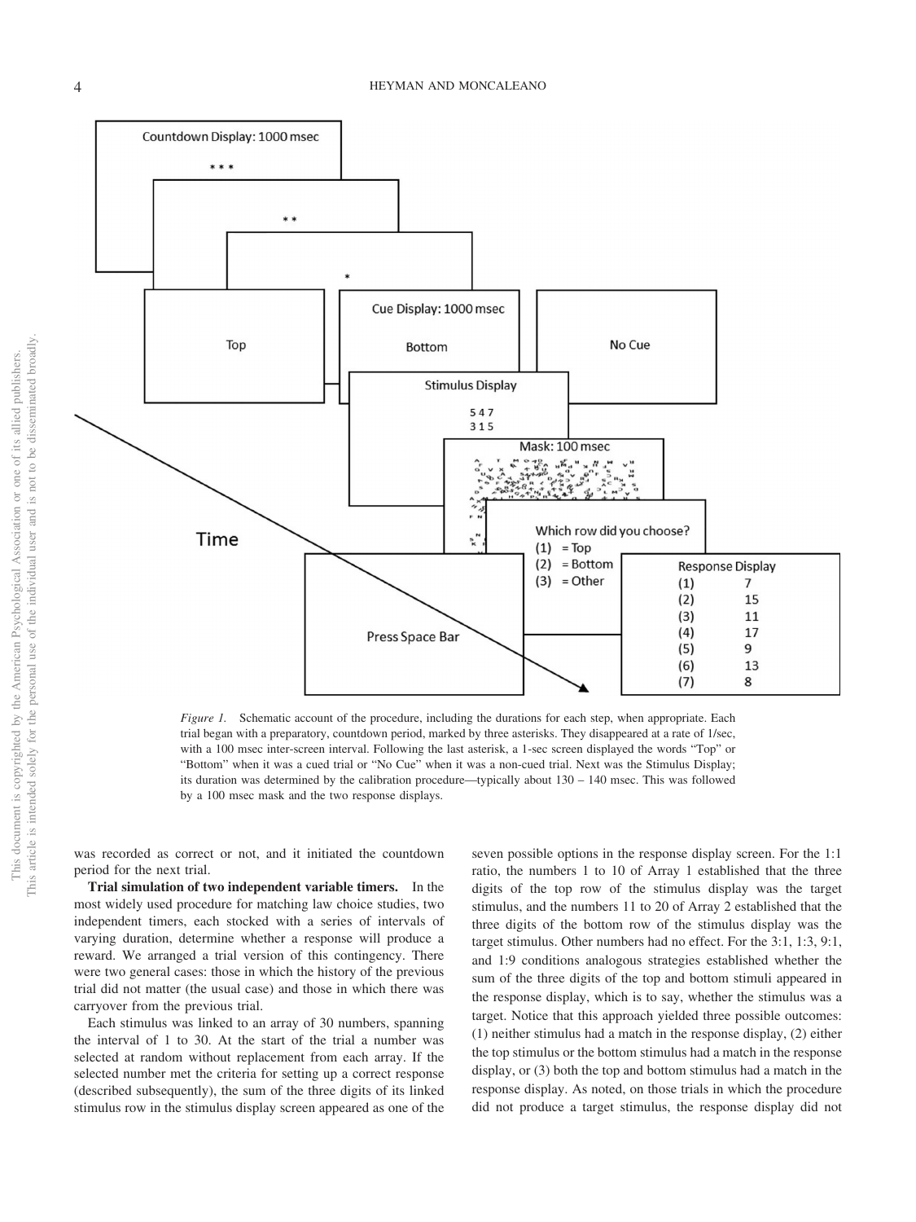*Figure 1.* Schematic account of the procedure, including the durations for each step, when appropriate. Each trial began with a preparatory, countdown period, marked by three asterisks. They disappeared at a rate of 1/sec, with a 100 msec inter-screen interval. Following the last asterisk, a 1-sec screen displayed the words "Top" or "Bottom" when it was a cued trial or "No Cue" when it was a non-cued trial. Next was the Stimulus Display; its duration was determined by the calibration procedure—typically about 130 – 140 msec. This was followed by a 100 msec mask and the two response displays.

was recorded as correct or not, and it initiated the countdown period for the next trial.

**Trial simulation of two independent variable timers.** In the most widely used procedure for matching law choice studies, two independent timers, each stocked with a series of intervals of varying duration, determine whether a response will produce a reward. We arranged a trial version of this contingency. There were two general cases: those in which the history of the previous trial did not matter (the usual case) and those in which there was carryover from the previous trial.

Each stimulus was linked to an array of 30 numbers, spanning the interval of 1 to 30. At the start of the trial a number was selected at random without replacement from each array. If the selected number met the criteria for setting up a correct response (described subsequently), the sum of the three digits of its linked stimulus row in the stimulus display screen appeared as one of the seven possible options in the response display screen. For the 1:1 ratio, the numbers 1 to 10 of Array 1 established that the three digits of the top row of the stimulus display was the target stimulus, and the numbers 11 to 20 of Array 2 established that the three digits of the bottom row of the stimulus display was the target stimulus. Other numbers had no effect. For the 3:1, 1:3, 9:1, and 1:9 conditions analogous strategies established whether the sum of the three digits of the top and bottom stimuli appeared in the response display, which is to say, whether the stimulus was a target. Notice that this approach yielded three possible outcomes: (1) neither stimulus had a match in the response display, (2) either the top stimulus or the bottom stimulus had a match in the response display, or (3) both the top and bottom stimulus had a match in the response display. As noted, on those trials in which the procedure did not produce a target stimulus, the response display did not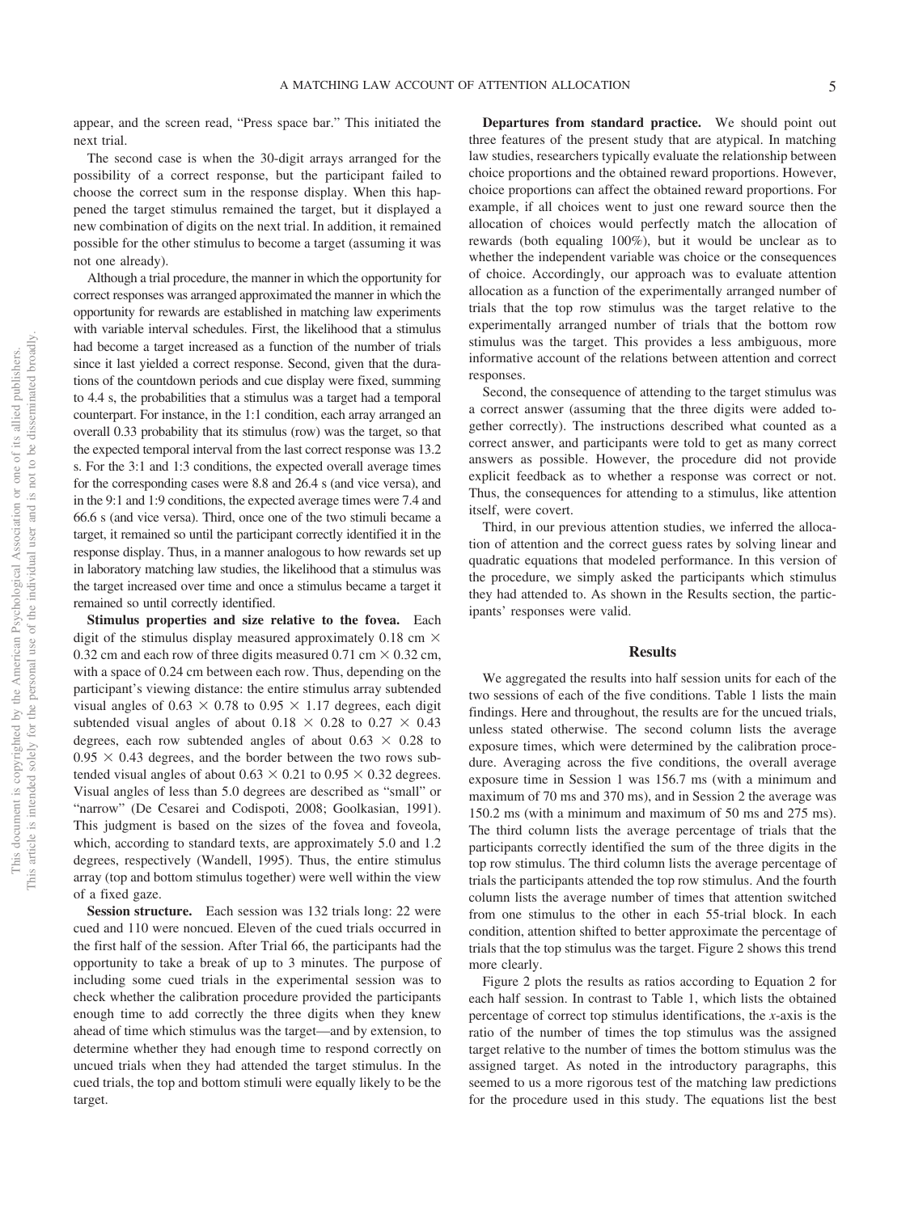appear, and the screen read, "Press space bar." This initiated the next trial.

The second case is when the 30-digit arrays arranged for the possibility of a correct response, but the participant failed to choose the correct sum in the response display. When this happened the target stimulus remained the target, but it displayed a new combination of digits on the next trial. In addition, it remained possible for the other stimulus to become a target (assuming it was not one already).

Although a trial procedure, the manner in which the opportunity for correct responses was arranged approximated the manner in which the opportunity for rewards are established in matching law experiments with variable interval schedules. First, the likelihood that a stimulus had become a target increased as a function of the number of trials since it last yielded a correct response. Second, given that the durations of the countdown periods and cue display were fixed, summing to 4.4 s, the probabilities that a stimulus was a target had a temporal counterpart. For instance, in the 1:1 condition, each array arranged an overall 0.33 probability that its stimulus (row) was the target, so that the expected temporal interval from the last correct response was 13.2 s. For the 3:1 and 1:3 conditions, the expected overall average times for the corresponding cases were 8.8 and 26.4 s (and vice versa), and in the 9:1 and 1:9 conditions, the expected average times were 7.4 and 66.6 s (and vice versa). Third, once one of the two stimuli became a target, it remained so until the participant correctly identified it in the response display. Thus, in a manner analogous to how rewards set up in laboratory matching law studies, the likelihood that a stimulus was the target increased over time and once a stimulus became a target it remained so until correctly identified.

**Stimulus properties and size relative to the fovea.** Each digit of the stimulus display measured approximately 0.18 cm × 0.32 cm and each row of three digits measured 0.71 cm × 0.32 cm, with a space of 0.24 cm between each row. Thus, depending on the participant's viewing distance: the entire stimulus array subtended visual angles of 0.63 × 0.78 to 0.95 × 1.17 degrees, each digit subtended visual angles of about 0.18 × 0.28 to 0.27 × 0.43 degrees, each row subtended angles of about 0.63 × 0.28 to 0.95 × 0.43 degrees, and the border between the two rows subtended visual angles of about 0.63 × 0.21 to 0.95 × 0.32 degrees. Visual angles of less than 5.0 degrees are described as "small" or "narrow" (De Cesarei and Codispoti, 2008; Goolkasian, 1991). This judgment is based on the sizes of the fovea and foveola, which, according to standard texts, are approximately 5.0 and 1.2 degrees, respectively (Wandell, 1995). Thus, the entire stimulus array (top and bottom stimulus together) were well within the view of a fixed gaze.

**Session structure.** Each session was 132 trials long: 22 were cued and 110 were noncued. Eleven of the cued trials occurred in the first half of the session. After Trial 66, the participants had the opportunity to take a break of up to 3 minutes. The purpose of including some cued trials in the experimental session was to check whether the calibration procedure provided the participants enough time to add correctly the three digits when they knew ahead of time which stimulus was the target—and by extension, to determine whether they had enough time to respond correctly on uncued trials when they had attended the target stimulus. In the cued trials, the top and bottom stimuli were equally likely to be the target.

**Departures from standard practice.** We should point out three features of the present study that are atypical. In matching law studies, researchers typically evaluate the relationship between choice proportions and the obtained reward proportions. However, choice proportions can affect the obtained reward proportions. For example, if all choices went to just one reward source then the allocation of choices would perfectly match the allocation of rewards (both equaling 100%), but it would be unclear as to whether the independent variable was choice or the consequences of choice. Accordingly, our approach was to evaluate attention allocation as a function of the experimentally arranged number of trials that the top row stimulus was the target relative to the experimentally arranged number of trials that the bottom row stimulus was the target. This provides a less ambiguous, more informative account of the relations between attention and correct responses.

Second, the consequence of attending to the target stimulus was a correct answer (assuming that the three digits were added together correctly). The instructions described what counted as a correct answer, and participants were told to get as many correct answers as possible. However, the procedure did not provide explicit feedback as to whether a response was correct or not. Thus, the consequences for attending to a stimulus, like attention itself, were covert.

Third, in our previous attention studies, we inferred the allocation of attention and the correct guess rates by solving linear and quadratic equations that modeled performance. In this version of the procedure, we simply asked the participants which stimulus they had attended to. As shown in the Results section, the participants' responses were valid.

## Results

We aggregated the results into half session units for each of the two sessions of each of the five conditions. Table 1 lists the main findings. Here and throughout, the results are for the uncued trials, unless stated otherwise. The second column lists the average exposure times, which were determined by the calibration procedure. Averaging across the five conditions, the overall average exposure time in Session 1 was 156.7 ms (with a minimum and maximum of 70 ms and 370 ms), and in Session 2 the average was 150.2 ms (with a minimum and maximum of 50 ms and 275 ms). The third column lists the average percentage of trials that the participants correctly identified the sum of the three digits in the top row stimulus. The third column lists the average percentage of trials the participants attended the top row stimulus. And the fourth column lists the average number of times that attention switched from one stimulus to the other in each 55-trial block. In each condition, attention shifted to better approximate the percentage of trials that the top stimulus was the target. Figure 2 shows this trend more clearly.

Figure 2 plots the results as ratios according to Equation 2 for each half session. In contrast to Table 1, which lists the obtained percentage of correct top stimulus identifications, the *x*-axis is the ratio of the number of times the top stimulus was the assigned target relative to the number of times the bottom stimulus was the assigned target. As noted in the introductory paragraphs, this seemed to us a more rigorous test of the matching law predictions for the procedure used in this study. The equations list the best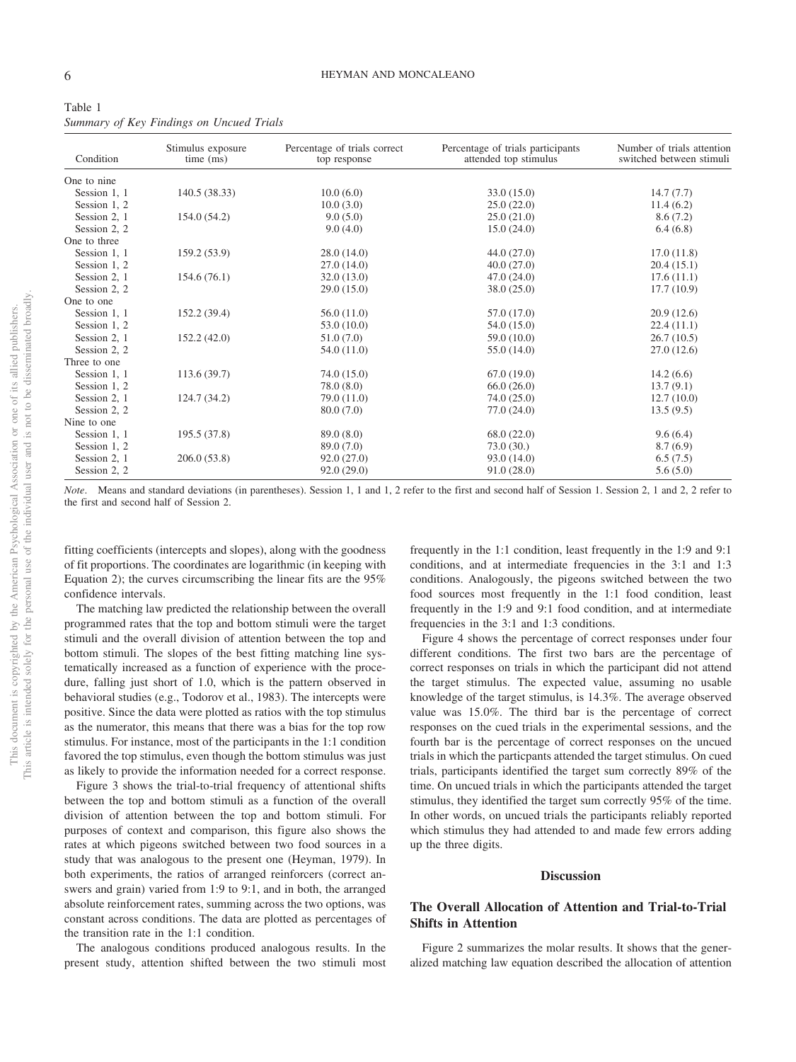Table 1
*Summary of Key Findings on Uncued Trials*

| Condition | Stimulus exposure time (ms) | Percentage of trials correct top response | Percentage of trials participants attended top stimulus | Number of trials attention switched between stimuli |
|---|---|---|---|---|
| One to nine | | | | |
| Session 1, 1 | 140.5 (38.33) | 10.0 (6.0) | 33.0 (15.0) | 14.7 (7.7) |
| Session 1, 2 | | 10.0 (3.0) | 25.0 (22.0) | 11.4 (6.2) |
| Session 2, 1 | 154.0 (54.2) | 9.0 (5.0) | 25.0 (21.0) | 8.6 (7.2) |
| Session 2, 2 | | 9.0 (4.0) | 15.0 (24.0) | 6.4 (6.8) |
| One to three | | | | |
| Session 1, 1 | 159.2 (53.9) | 28.0 (14.0) | 44.0 (27.0) | 17.0 (11.8) |
| Session 1, 2 | | 27.0 (14.0) | 40.0 (27.0) | 20.4 (15.1) |
| Session 2, 1 | 154.6 (76.1) | 32.0 (13.0) | 47.0 (24.0) | 17.6 (11.1) |
| Session 2, 2 | | 29.0 (15.0) | 38.0 (25.0) | 17.7 (10.9) |
| One to one | | | | |
| Session 1, 1 | 152.2 (39.4) | 56.0 (11.0) | 57.0 (17.0) | 20.9 (12.6) |
| Session 1, 2 | | 53.0 (10.0) | 54.0 (15.0) | 22.4 (11.1) |
| Session 2, 1 | 152.2 (42.0) | 51.0 (7.0) | 59.0 (10.0) | 26.7 (10.5) |
| Session 2, 2 | | 54.0 (11.0) | 55.0 (14.0) | 27.0 (12.6) |
| Three to one | | | | |
| Session 1, 1 | 113.6 (39.7) | 74.0 (15.0) | 67.0 (19.0) | 14.2 (6.6) |
| Session 1, 2 | | 78.0 (8.0) | 66.0 (26.0) | 13.7 (9.1) |
| Session 2, 1 | 124.7 (34.2) | 79.0 (11.0) | 74.0 (25.0) | 12.7 (10.0) |
| Session 2, 2 | | 80.0 (7.0) | 77.0 (24.0) | 13.5 (9.5) |
| Nine to one | | | | |
| Session 1, 1 | 195.5 (37.8) | 89.0 (8.0) | 68.0 (22.0) | 9.6 (6.4) |
| Session 1, 2 | | 89.0 (7.0) | 73.0 (30.) | 8.7 (6.9) |
| Session 2, 1 | 206.0 (53.8) | 92.0 (27.0) | 93.0 (14.0) | 6.5 (7.5) |
| Session 2, 2 | | 92.0 (29.0) | 91.0 (28.0) | 5.6 (5.0) |

*Note*. Means and standard deviations (in parentheses). Session 1, 1 and 1, 2 refer to the first and second half of Session 1. Session 2, 1 and 2, 2 refer to the first and second half of Session 2.

fitting coefficients (intercepts and slopes), along with the goodness of fit proportions. The coordinates are logarithmic (in keeping with Equation 2); the curves circumscribing the linear fits are the 95% confidence intervals.

The matching law predicted the relationship between the overall programmed rates that the top and bottom stimuli were the target stimuli and the overall division of attention between the top and bottom stimuli. The slopes of the best fitting matching line systematically increased as a function of experience with the procedure, falling just short of 1.0, which is the pattern observed in behavioral studies (e.g., Todorov et al., 1983). The intercepts were positive. Since the data were plotted as ratios with the top stimulus as the numerator, this means that there was a bias for the top row stimulus. For instance, most of the participants in the 1:1 condition favored the top stimulus, even though the bottom stimulus was just as likely to provide the information needed for a correct response.

Figure 3 shows the trial-to-trial frequency of attentional shifts between the top and bottom stimuli as a function of the overall division of attention between the top and bottom stimuli. For purposes of context and comparison, this figure also shows the rates at which pigeons switched between two food sources in a study that was analogous to the present one (Heyman, 1979). In both experiments, the ratios of arranged reinforcers (correct answers and grain) varied from 1:9 to 9:1, and in both, the arranged absolute reinforcement rates, summing across the two options, was constant across conditions. The data are plotted as percentages of the transition rate in the 1:1 condition.

The analogous conditions produced analogous results. In the present study, attention shifted between the two stimuli most frequently in the 1:1 condition, least frequently in the 1:9 and 9:1 conditions, and at intermediate frequencies in the 3:1 and 1:3 conditions. Analogously, the pigeons switched between the two food sources most frequently in the 1:1 food condition, least frequently in the 1:9 and 9:1 food condition, and at intermediate frequencies in the 3:1 and 1:3 conditions.

Figure 4 shows the percentage of correct responses under four different conditions. The first two bars are the percentage of correct responses on trials in which the participant did not attend the target stimulus. The expected value, assuming no usable knowledge of the target stimulus, is 14.3%. The average observed value was 15.0%. The third bar is the percentage of correct responses on the cued trials in the experimental sessions, and the fourth bar is the percentage of correct responses on the uncued trials in which the particpants attended the target stimulus. On cued trials, participants identified the target sum correctly 89% of the time. On uncued trials in which the participants attended the target stimulus, they identified the target sum correctly 95% of the time. In other words, on uncued trials the participants reliably reported which stimulus they had attended to and made few errors adding up the three digits.

## Discussion

### The Overall Allocation of Attention and Trial-to-Trial Shifts in Attention

Figure 2 summarizes the molar results. It shows that the generalized matching law equation described the allocation of attention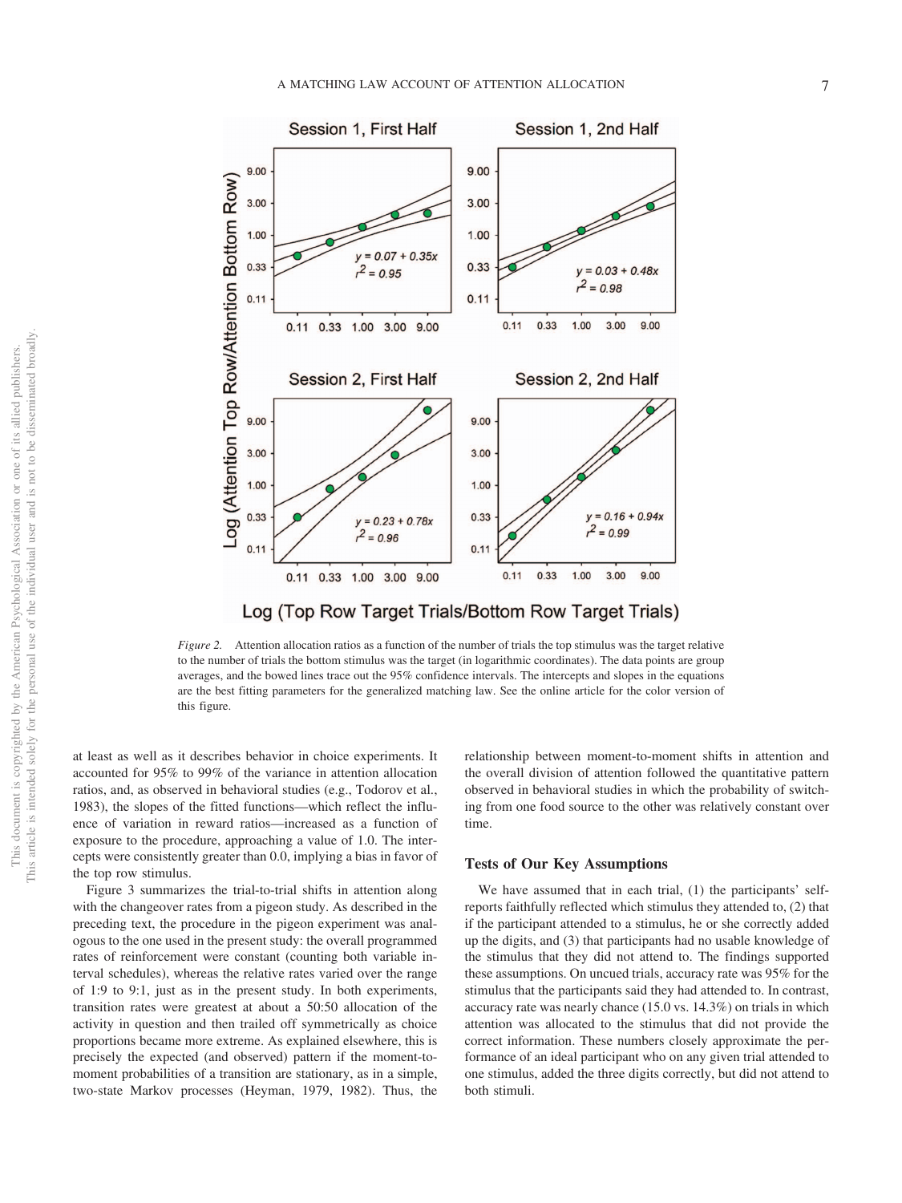*Figure 2.* Attention allocation ratios as a function of the number of trials the top stimulus was the target relative to the number of trials the bottom stimulus was the target (in logarithmic coordinates). The data points are group averages, and the bowed lines trace out the 95% confidence intervals. The intercepts and slopes in the equations are the best fitting parameters for the generalized matching law. See the online article for the color version of this figure.

at least as well as it describes behavior in choice experiments. It accounted for 95% to 99% of the variance in attention allocation ratios, and, as observed in behavioral studies (e.g., Todorov et al., 1983), the slopes of the fitted functions—which reflect the influence of variation in reward ratios—increased as a function of exposure to the procedure, approaching a value of 1.0. The intercepts were consistently greater than 0.0, implying a bias in favor of the top row stimulus.

Figure 3 summarizes the trial-to-trial shifts in attention along with the changeover rates from a pigeon study. As described in the preceding text, the procedure in the pigeon experiment was analogous to the one used in the present study: the overall programmed rates of reinforcement were constant (counting both variable interval schedules), whereas the relative rates varied over the range of 1:9 to 9:1, just as in the present study. In both experiments, transition rates were greatest at about a 50:50 allocation of the activity in question and then trailed off symmetrically as choice proportions became more extreme. As explained elsewhere, this is precisely the expected (and observed) pattern if the moment-to-moment probabilities of a transition are stationary, as in a simple, two-state Markov processes (Heyman, 1979, 1982). Thus, the relationship between moment-to-moment shifts in attention and the overall division of attention followed the quantitative pattern observed in behavioral studies in which the probability of switching from one food source to the other was relatively constant over time.

## Tests of Our Key Assumptions

We have assumed that in each trial, (1) the participants' self-reports faithfully reflected which stimulus they attended to, (2) that if the participant attended to a stimulus, he or she correctly added up the digits, and (3) that participants had no usable knowledge of the stimulus that they did not attend to. The findings supported these assumptions. On uncued trials, accuracy rate was 95% for the stimulus that the participants said they had attended to. In contrast, accuracy rate was nearly chance (15.0 vs. 14.3%) on trials in which attention was allocated to the stimulus that did not provide the correct information. These numbers closely approximate the performance of an ideal participant who on any given trial attended to one stimulus, added the three digits correctly, but did not attend to both stimuli.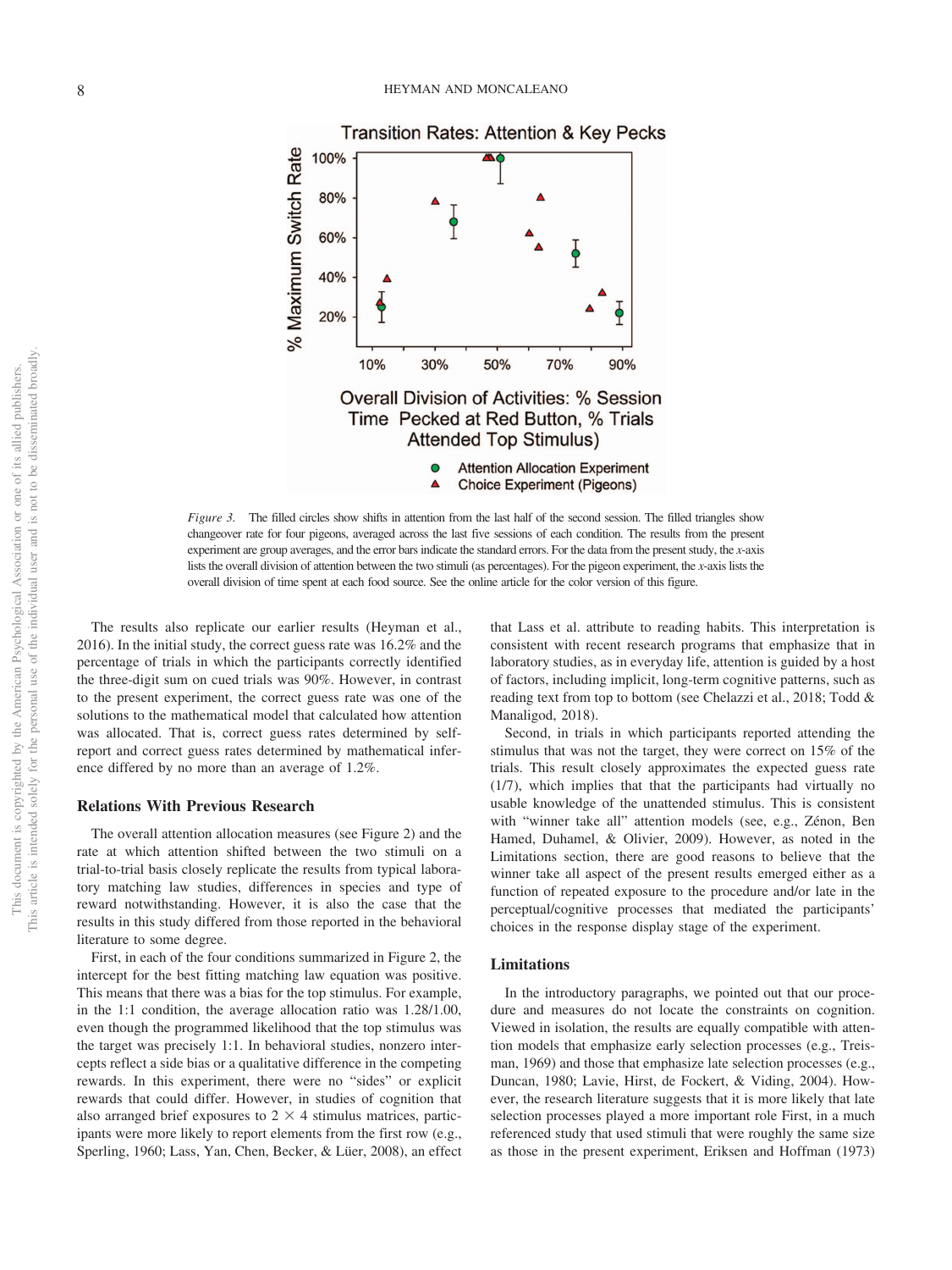*Figure 3.* The filled circles show shifts in attention from the last half of the second session. The filled triangles show changeover rate for four pigeons, averaged across the last five sessions of each condition. The results from the present experiment are group averages, and the error bars indicate the standard errors. For the data from the present study, the *x*-axis lists the overall division of attention between the two stimuli (as percentages). For the pigeon experiment, the *x*-axis lists the overall division of time spent at each food source. See the online article for the color version of this figure.

The results also replicate our earlier results (Heyman et al., 2016). In the initial study, the correct guess rate was 16.2% and the percentage of trials in which the participants correctly identified the three-digit sum on cued trials was 90%. However, in contrast to the present experiment, the correct guess rate was one of the solutions to the mathematical model that calculated how attention was allocated. That is, correct guess rates determined by self-report and correct guess rates determined by mathematical inference differed by no more than an average of 1.2%.

## Relations With Previous Research

The overall attention allocation measures (see Figure 2) and the rate at which attention shifted between the two stimuli on a trial-to-trial basis closely replicate the results from typical laboratory matching law studies, differences in species and type of reward notwithstanding. However, it is also the case that the results in this study differed from those reported in the behavioral literature to some degree.

First, in each of the four conditions summarized in Figure 2, the intercept for the best fitting matching law equation was positive. This means that there was a bias for the top stimulus. For example, in the 1:1 condition, the average allocation ratio was 1.28/1.00, even though the programmed likelihood that the top stimulus was the target was precisely 1:1. In behavioral studies, nonzero intercepts reflect a side bias or a qualitative difference in the competing rewards. In this experiment, there were no "sides" or explicit rewards that could differ. However, in studies of cognition that also arranged brief exposures to $2 \times 4$ stimulus matrices, participants were more likely to report elements from the first row (e.g., Sperling, 1960; Lass, Yan, Chen, Becker, & Lüer, 2008), an effect that Lass et al. attribute to reading habits. This interpretation is consistent with recent research programs that emphasize that in laboratory studies, as in everyday life, attention is guided by a host of factors, including implicit, long-term cognitive patterns, such as reading text from top to bottom (see Chelazzi et al., 2018; Todd & Manaligod, 2018).

Second, in trials in which participants reported attending the stimulus that was not the target, they were correct on 15% of the trials. This result closely approximates the expected guess rate (1/7), which implies that the participants had virtually no usable knowledge of the unattended stimulus. This is consistent with "winner take all" attention models (see, e.g., Zénon, Ben Hamed, Duhamel, & Olivier, 2009). However, as noted in the Limitations section, there are good reasons to believe that the winner take all aspect of the present results emerged either as a function of repeated exposure to the procedure and/or late in the perceptual/cognitive processes that mediated the participants' choices in the response display stage of the experiment.

## Limitations

In the introductory paragraphs, we pointed out that our procedure and measures do not locate the constraints on cognition. Viewed in isolation, the results are equally compatible with attention models that emphasize early selection processes (e.g., Treisman, 1969) and those that emphasize late selection processes (e.g., Duncan, 1980; Lavie, Hirst, de Fockert, & Viding, 2004). However, the research literature suggests that it is more likely that late selection processes played a more important role First, in a much referenced study that used stimuli that were roughly the same size as those in the present experiment, Eriksen and Hoffman (1973)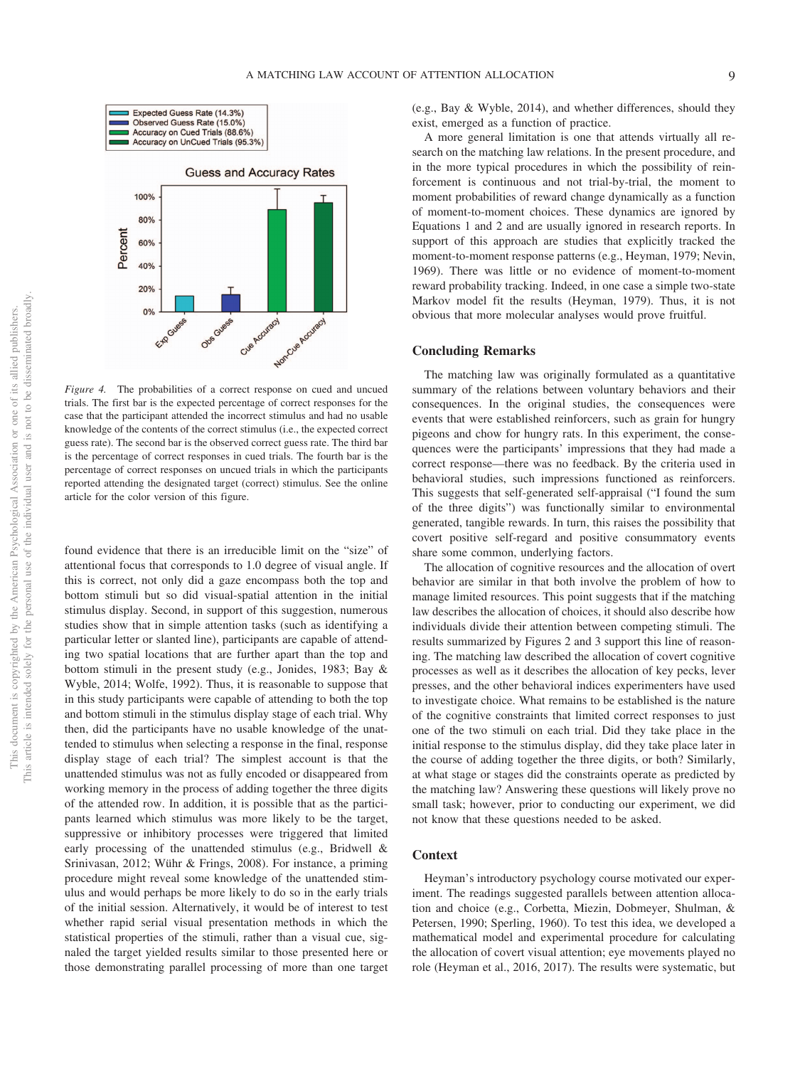*Figure 4.* The probabilities of a correct response on cued and uncued trials. The first bar is the expected percentage of correct responses for the case that the participant attended the incorrect stimulus and had no usable knowledge of the contents of the correct stimulus (i.e., the expected correct guess rate). The second bar is the observed correct guess rate. The third bar is the percentage of correct responses in cued trials. The fourth bar is the percentage of correct responses on uncued trials in which the participants reported attending the designated target (correct) stimulus. See the online article for the color version of this figure.

found evidence that there is an irreducible limit on the "size" of attentional focus that corresponds to 1.0 degree of visual angle. If this is correct, not only did a gaze encompass both the top and bottom stimuli but so did visual-spatial attention in the initial stimulus display. Second, in support of this suggestion, numerous studies show that in simple attention tasks (such as identifying a particular letter or slanted line), participants are capable of attending two spatial locations that are further apart than the top and bottom stimuli in the present study (e.g., Jonides, 1983; Bay & Wyble, 2014; Wolfe, 1992). Thus, it is reasonable to suppose that in this study participants were capable of attending to both the top and bottom stimuli in the stimulus display stage of each trial. Why then, did the participants have no usable knowledge of the unattended to stimulus when selecting a response in the final, response display stage of each trial? The simplest account is that the unattended stimulus was not as fully encoded or disappeared from working memory in the process of adding together the three digits of the attended row. In addition, it is possible that as the participants learned which stimulus was more likely to be the target, suppressive or inhibitory processes were triggered that limited early processing of the unattended stimulus (e.g., Bridwell & Srinivasan, 2012; Wühr & Frings, 2008). For instance, a priming procedure might reveal some knowledge of the unattended stimulus and would perhaps be more likely to do so in the early trials of the initial session. Alternatively, it would be of interest to test whether rapid serial visual presentation methods in which the statistical properties of the stimuli, rather than a visual cue, signaled the target yielded results similar to those presented here or those demonstrating parallel processing of more than one target (e.g., Bay & Wyble, 2014), and whether differences, should they exist, emerged as a function of practice.

A more general limitation is one that attends virtually all research on the matching law relations. In the present procedure, and in the more typical procedures in which the possibility of reinforcement is continuous and not trial-by-trial, the moment to moment probabilities of reward change dynamically as a function of moment-to-moment choices. These dynamics are ignored by Equations 1 and 2 and are usually ignored in research reports. In support of this approach are studies that explicitly tracked the moment-to-moment response patterns (e.g., Heyman, 1979; Nevin, 1969). There was little or no evidence of moment-to-moment reward probability tracking. Indeed, in one case a simple two-state Markov model fit the results (Heyman, 1979). Thus, it is not obvious that more molecular analyses would prove fruitful.

## Concluding Remarks

The matching law was originally formulated as a quantitative summary of the relations between voluntary behaviors and their consequences. In the original studies, the consequences were events that were established reinforcers, such as grain for hungry pigeons and chow for hungry rats. In this experiment, the consequences were the participants' impressions that they had made a correct response—there was no feedback. By the criteria used in behavioral studies, such impressions functioned as reinforcers. This suggests that self-generated self-appraisal ("I found the sum of the three digits") was functionally similar to environmental generated, tangible rewards. In turn, this raises the possibility that covert positive self-regard and positive consummatory events share some common, underlying factors.

The allocation of cognitive resources and the allocation of overt behavior are similar in that both involve the problem of how to manage limited resources. This point suggests that if the matching law describes the allocation of choices, it should also describe how individuals divide their attention between competing stimuli. The results summarized by Figures 2 and 3 support this line of reasoning. The matching law described the allocation of covert cognitive processes as well as it describes the allocation of key pecks, lever presses, and the other behavioral indices experimenters have used to investigate choice. What remains to be established is the nature of the cognitive constraints that limited correct responses to just one of the two stimuli on each trial. Did they take place in the initial response to the stimulus display, did they take place later in the course of adding together the three digits, or both? Similarly, at what stage or stages did the constraints operate as predicted by the matching law? Answering these questions will likely prove no small task; however, prior to conducting our experiment, we did not know that these questions needed to be asked.

## Context

Heyman's introductory psychology course motivated our experiment. The readings suggested parallels between attention allocation and choice (e.g., Corbetta, Miezin, Dobmeyer, Shulman, & Petersen, 1990; Sperling, 1960). To test this idea, we developed a mathematical model and experimental procedure for calculating the allocation of covert visual attention; eye movements played no role (Heyman et al., 2016, 2017). The results were systematic, but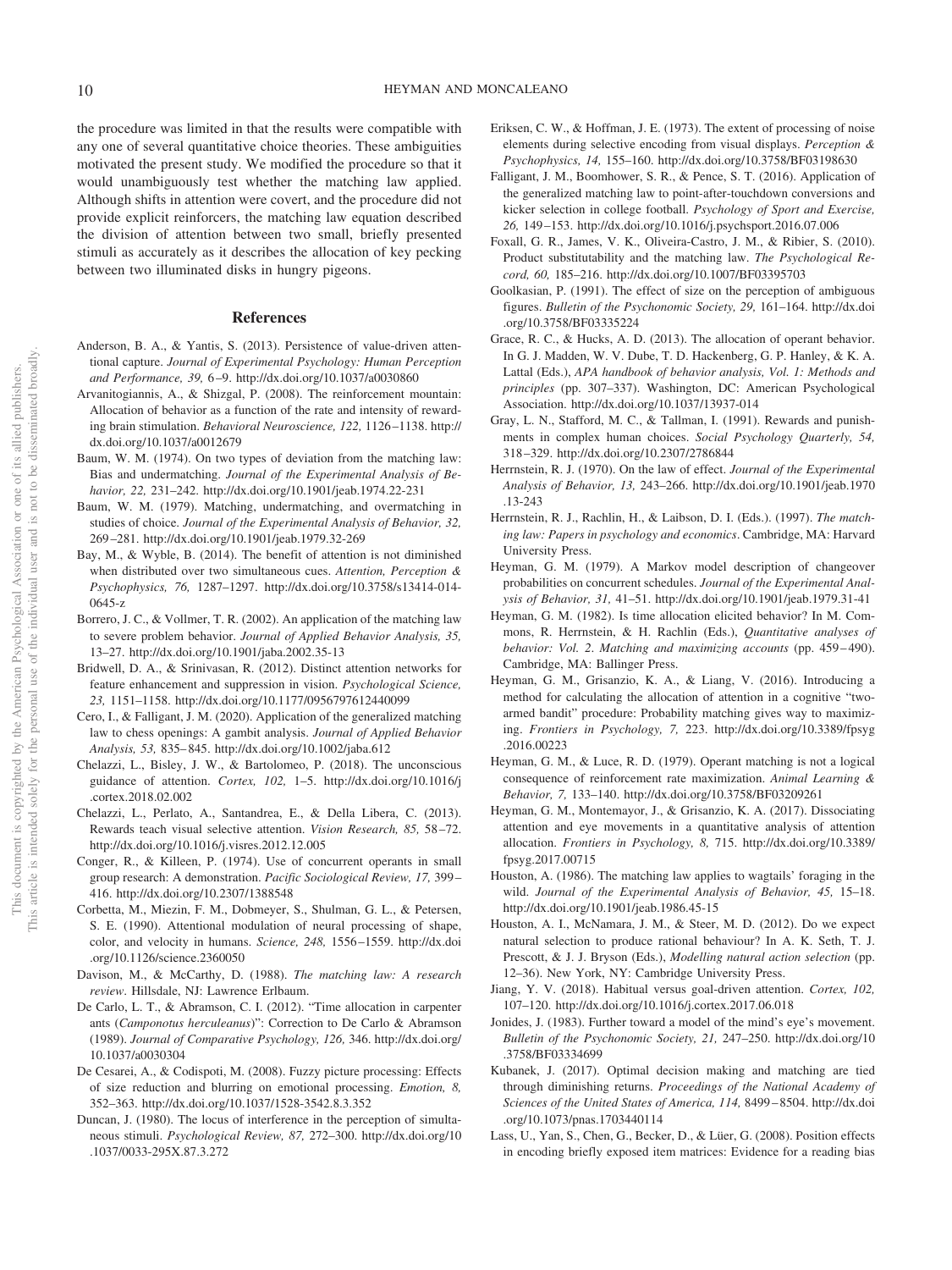the procedure was limited in that the results were compatible with any one of several quantitative choice theories. These ambiguities motivated the present study. We modified the procedure so that it would unambiguously test whether the matching law applied. Although shifts in attention were covert, and the procedure did not provide explicit reinforcers, the matching law equation described the division of attention between two small, briefly presented stimuli as accurately as it describes the allocation of key pecking between two illuminated disks in hungry pigeons.

## References

Anderson, B. A., & Yantis, S. (2013). Persistence of value-driven attentional capture. *Journal of Experimental Psychology: Human Perception and Performance, 39,* 6–9. http://dx.doi.org/10.1037/a0030860

Arvanitogiannis, A., & Shizgal, P. (2008). The reinforcement mountain: Allocation of behavior as a function of the rate and intensity of rewarding brain stimulation. *Behavioral Neuroscience, 122,* 1126–1138. http://dx.doi.org/10.1037/a0012679

Baum, W. M. (1974). On two types of deviation from the matching law: Bias and undermatching. *Journal of the Experimental Analysis of Behavior, 22,* 231–242. http://dx.doi.org/10.1901/jeab.1974.22-231

Baum, W. M. (1979). Matching, undermatching, and overmatching in studies of choice. *Journal of the Experimental Analysis of Behavior, 32,* 269–281. http://dx.doi.org/10.1901/jeab.1979.32-269

Bay, M., & Wyble, B. (2014). The benefit of attention is not diminished when distributed over two simultaneous cues. *Attention, Perception & Psychophysics, 76,* 1287–1297. http://dx.doi.org/10.3758/s13414-014-0645-z

Borrero, J. C., & Vollmer, T. R. (2002). An application of the matching law to severe problem behavior. *Journal of Applied Behavior Analysis, 35,* 13–27. http://dx.doi.org/10.1901/jaba.2002.35-13

Bridwell, D. A., & Srinivasan, R. (2012). Distinct attention networks for feature enhancement and suppression in vision. *Psychological Science, 23,* 1151–1158. http://dx.doi.org/10.1177/0956797612440099

Cero, I., & Falligant, J. M. (2020). Application of the generalized matching law to chess openings: A gambit analysis. *Journal of Applied Behavior Analysis, 53,* 835–845. http://dx.doi.org/10.1002/jaba.612

Chelazzi, L., Bisley, J. W., & Bartolomeo, P. (2018). The unconscious guidance of attention. *Cortex, 102,* 1–5. http://dx.doi.org/10.1016/j.cortex.2018.02.002

Chelazzi, L., Perlato, A., Santandrea, E., & Della Libera, C. (2013). Rewards teach visual selective attention. *Vision Research, 85,* 58–72. http://dx.doi.org/10.1016/j.visres.2012.12.005

Conger, R., & Killeen, P. (1974). Use of concurrent operants in small group research: A demonstration. *Pacific Sociological Review, 17,* 399–416. http://dx.doi.org/10.2307/1388548

Corbetta, M., Miezin, F. M., Dobmeyer, S., Shulman, G. L., & Petersen, S. E. (1990). Attentional modulation of neural processing of shape, color, and velocity in humans. *Science, 248,* 1556–1559. http://dx.doi.org/10.1126/science.2360050

Davison, M., & McCarthy, D. (1988). *The matching law: A research review*. Hillsdale, NJ: Lawrence Erlbaum.

De Carlo, L. T., & Abramson, C. I. (2012). "Time allocation in carpenter ants (*Camponotus herculeanus*)": Correction to De Carlo & Abramson (1989). *Journal of Comparative Psychology, 126,* 346. http://dx.doi.org/10.1037/a0030304

De Cesarei, A., & Codispoti, M. (2008). Fuzzy picture processing: Effects of size reduction and blurring on emotional processing. *Emotion, 8,* 352–363. http://dx.doi.org/10.1037/1528-3542.8.3.352

Duncan, J. (1980). The locus of interference in the perception of simultaneous stimuli. *Psychological Review, 87,* 272–300. http://dx.doi.org/10.1037/0033-295X.87.3.272

Eriksen, C. W., & Hoffman, J. E. (1973). The extent of processing of noise elements during selective encoding from visual displays. *Perception & Psychophysics, 14,* 155–160. http://dx.doi.org/10.3758/BF03198630

Falligant, J. M., Boomhower, S. R., & Pence, S. T. (2016). Application of the generalized matching law to point-after-touchdown conversions and kicker selection in college football. *Psychology of Sport and Exercise, 26,* 149–153. http://dx.doi.org/10.1016/j.psychsport.2016.07.006

Foxall, G. R., James, V. K., Oliveira-Castro, J. M., & Ribier, S. (2010). Product substitutability and the matching law. *The Psychological Record, 60,* 185–216. http://dx.doi.org/10.1007/BF03395703

Goolkasian, P. (1991). The effect of size on the perception of ambiguous figures. *Bulletin of the Psychonomic Society, 29,* 161–164. http://dx.doi.org/10.3758/BF03335224

Grace, R. C., & Hucks, A. D. (2013). The allocation of operant behavior. In G. J. Madden, W. V. Dube, T. D. Hackenberg, G. P. Hanley, & K. A. Lattal (Eds.), *APA handbook of behavior analysis, Vol. 1: Methods and principles* (pp. 307–337). Washington, DC: American Psychological Association. http://dx.doi.org/10.1037/13937-014

Gray, L. N., Stafford, M. C., & Tallman, I. (1991). Rewards and punishments in complex human choices. *Social Psychology Quarterly, 54,* 318–329. http://dx.doi.org/10.2307/2786844

Herrnstein, R. J. (1970). On the law of effect. *Journal of the Experimental Analysis of Behavior, 13,* 243–266. http://dx.doi.org/10.1901/jeab.1970.13-243

Herrnstein, R. J., Rachlin, H., & Laibson, D. I. (Eds.). (1997). *The matching law: Papers in psychology and economics*. Cambridge, MA: Harvard University Press.

Heyman, G. M. (1979). A Markov model description of changeover probabilities on concurrent schedules. *Journal of the Experimental Analysis of Behavior, 31,* 41–51. http://dx.doi.org/10.1901/jeab.1979.31-41

Heyman, G. M. (1982). Is time allocation elicited behavior? In M. Commons, R. Herrnstein, & H. Rachlin (Eds.), *Quantitative analyses of behavior: Vol. 2. Matching and maximizing accounts* (pp. 459–490). Cambridge, MA: Ballinger Press.

Heyman, G. M., Grisanzio, K. A., & Liang, V. (2016). Introducing a method for calculating the allocation of attention in a cognitive "two-armed bandit" procedure: Probability matching gives way to maximizing. *Frontiers in Psychology, 7,* 223. http://dx.doi.org/10.3389/fpsyg.2016.00223

Heyman, G. M., & Luce, R. D. (1979). Operant matching is not a logical consequence of reinforcement rate maximization. *Animal Learning & Behavior, 7,* 133–140. http://dx.doi.org/10.3758/BF03209261

Heyman, G. M., Montemayor, J., & Grisanzio, K. A. (2017). Dissociating attention and eye movements in a quantitative analysis of attention allocation. *Frontiers in Psychology, 8,* 715. http://dx.doi.org/10.3389/fpsyg.2017.00715

Houston, A. (1986). The matching law applies to wagtails' foraging in the wild. *Journal of the Experimental Analysis of Behavior, 45,* 15–18. http://dx.doi.org/10.1901/jeab.1986.45-15

Houston, A. I., McNamara, J. M., & Steer, M. D. (2012). Do we expect natural selection to produce rational behaviour? In A. K. Seth, T. J. Prescott, & J. J. Bryson (Eds.), *Modelling natural action selection* (pp. 12–36). New York, NY: Cambridge University Press.

Jiang, Y. V. (2018). Habitual versus goal-driven attention. *Cortex, 102,* 107–120. http://dx.doi.org/10.1016/j.cortex.2017.06.018

Jonides, J. (1983). Further toward a model of the mind's eye's movement. *Bulletin of the Psychonomic Society, 21,* 247–250. http://dx.doi.org/10.3758/BF03334699

Kubanek, J. (2017). Optimal decision making and matching are tied through diminishing returns. *Proceedings of the National Academy of Sciences of the United States of America, 114,* 8499–8504. http://dx.doi.org/10.1073/pnas.1703440114

Lass, U., Yan, S., Chen, G., Becker, D., & Lüer, G. (2008). Position effects in encoding briefly exposed item matrices: Evidence for a reading bias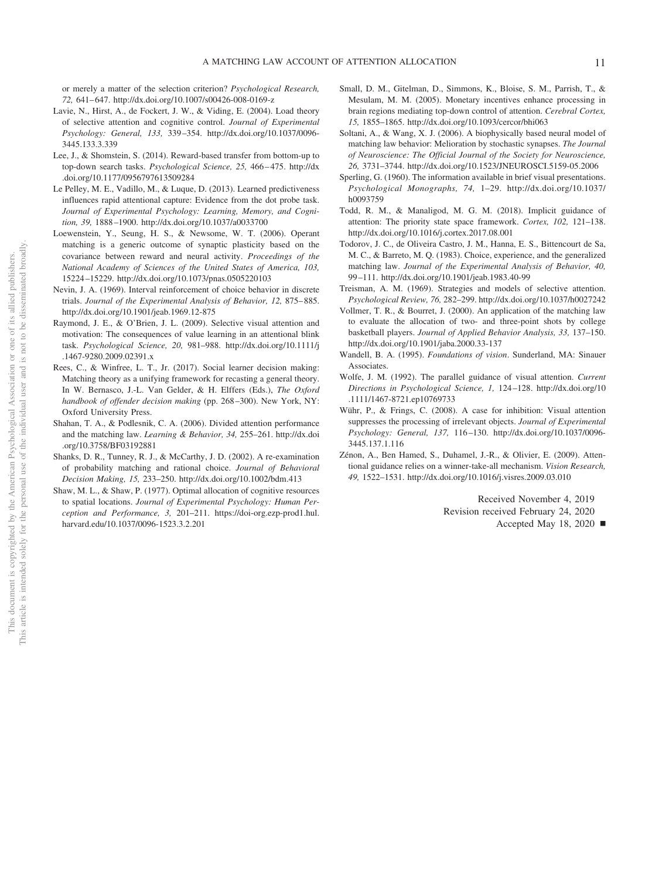or merely a matter of the selection criterion? *Psychological Research, 72,* 641–647. http://dx.doi.org/10.1007/s00426-008-0169-z

Lavie, N., Hirst, A., de Fockert, J. W., & Viding, E. (2004). Load theory of selective attention and cognitive control. *Journal of Experimental Psychology: General, 133,* 339–354. http://dx.doi.org/10.1037/0096-3445.133.3.339

Lee, J., & Shomstein, S. (2014). Reward-based transfer from bottom-up to top-down search tasks. *Psychological Science, 25,* 466–475. http://dx.doi.org/10.1177/0956797613509284

Le Pelley, M. E., Vadillo, M., & Luque, D. (2013). Learned predictiveness influences rapid attentional capture: Evidence from the dot probe task. *Journal of Experimental Psychology: Learning, Memory, and Cognition, 39,* 1888–1900. http://dx.doi.org/10.1037/a0033700

Loewenstein, Y., Seung, H. S., & Newsome, W. T. (2006). Operant matching is a generic outcome of synaptic plasticity based on the covariance between reward and neural activity. *Proceedings of the National Academy of Sciences of the United States of America, 103,* 15224–15229. http://dx.doi.org/10.1073/pnas.0505220103

Nevin, J. A. (1969). Interval reinforcement of choice behavior in discrete trials. *Journal of the Experimental Analysis of Behavior, 12,* 875–885. http://dx.doi.org/10.1901/jeab.1969.12-875

Raymond, J. E., & O'Brien, J. L. (2009). Selective visual attention and motivation: The consequences of value learning in an attentional blink task. *Psychological Science, 20,* 981–988. http://dx.doi.org/10.1111/j.1467-9280.2009.02391.x

Rees, C., & Winfree, L. T., Jr. (2017). Social learner decision making: Matching theory as a unifying framework for recasting a general theory. In W. Bernasco, J.-L. Van Gelder, & H. Elffers (Eds.), *The Oxford handbook of offender decision making* (pp. 268–300). New York, NY: Oxford University Press.

Shahan, T. A., & Podlesnik, C. A. (2006). Divided attention performance and the matching law. *Learning & Behavior, 34,* 255–261. http://dx.doi.org/10.3758/BF03192881

Shanks, D. R., Tunney, R. J., & McCarthy, J. D. (2002). A re-examination of probability matching and rational choice. *Journal of Behavioral Decision Making, 15,* 233–250. http://dx.doi.org/10.1002/bdm.413

Shaw, M. L., & Shaw, P. (1977). Optimal allocation of cognitive resources to spatial locations. *Journal of Experimental Psychology: Human Perception and Performance, 3,* 201–211. https://doi-org.ezp-prod1.hul.harvard.edu/10.1037/0096-1523.3.2.201

Small, D. M., Gitelman, D., Simmons, K., Bloise, S. M., Parrish, T., & Mesulam, M. M. (2005). Monetary incentives enhance processing in brain regions mediating top-down control of attention. *Cerebral Cortex, 15,* 1855–1865. http://dx.doi.org/10.1093/cercor/bhi063

Soltani, A., & Wang, X. J. (2006). A biophysically based neural model of matching law behavior: Melioration by stochastic synapses. *The Journal of Neuroscience: The Official Journal of the Society for Neuroscience, 26,* 3731–3744. http://dx.doi.org/10.1523/JNEUROSCI.5159-05.2006

Sperling, G. (1960). The information available in brief visual presentations. *Psychological Monographs, 74,* 1–29. http://dx.doi.org/10.1037/h0093759

Todd, R. M., & Manaligod, M. G. M. (2018). Implicit guidance of attention: The priority state space framework. *Cortex, 102,* 121–138. http://dx.doi.org/10.1016/j.cortex.2017.08.001

Todorov, J. C., de Oliveira Castro, J. M., Hanna, E. S., Bittencourt de Sa, M. C., & Barreto, M. Q. (1983). Choice, experience, and the generalized matching law. *Journal of the Experimental Analysis of Behavior, 40,* 99–111. http://dx.doi.org/10.1901/jeab.1983.40-99

Treisman, A. M. (1969). Strategies and models of selective attention. *Psychological Review, 76,* 282–299. http://dx.doi.org/10.1037/h0027242

Vollmer, T. R., & Bourret, J. (2000). An application of the matching law to evaluate the allocation of two- and three-point shots by college basketball players. *Journal of Applied Behavior Analysis, 33,* 137–150. http://dx.doi.org/10.1901/jaba.2000.33-137

Wandell, B. A. (1995). *Foundations of vision*. Sunderland, MA: Sinauer Associates.

Wolfe, J. M. (1992). The parallel guidance of visual attention. *Current Directions in Psychological Science, 1,* 124–128. http://dx.doi.org/10.1111/1467-8721.ep10769733

Wühr, P., & Frings, C. (2008). A case for inhibition: Visual attention suppresses the processing of irrelevant objects. *Journal of Experimental Psychology: General, 137,* 116–130. http://dx.doi.org/10.1037/0096-3445.137.1.116

Zénon, A., Ben Hamed, S., Duhamel, J.-R., & Olivier, E. (2009). Attentional guidance relies on a winner-take-all mechanism. *Vision Research, 49,* 1522–1531. http://dx.doi.org/10.1016/j.visres.2009.03.010

Received November 4, 2019
Revision received February 24, 2020
Accepted May 18, 2020 ■